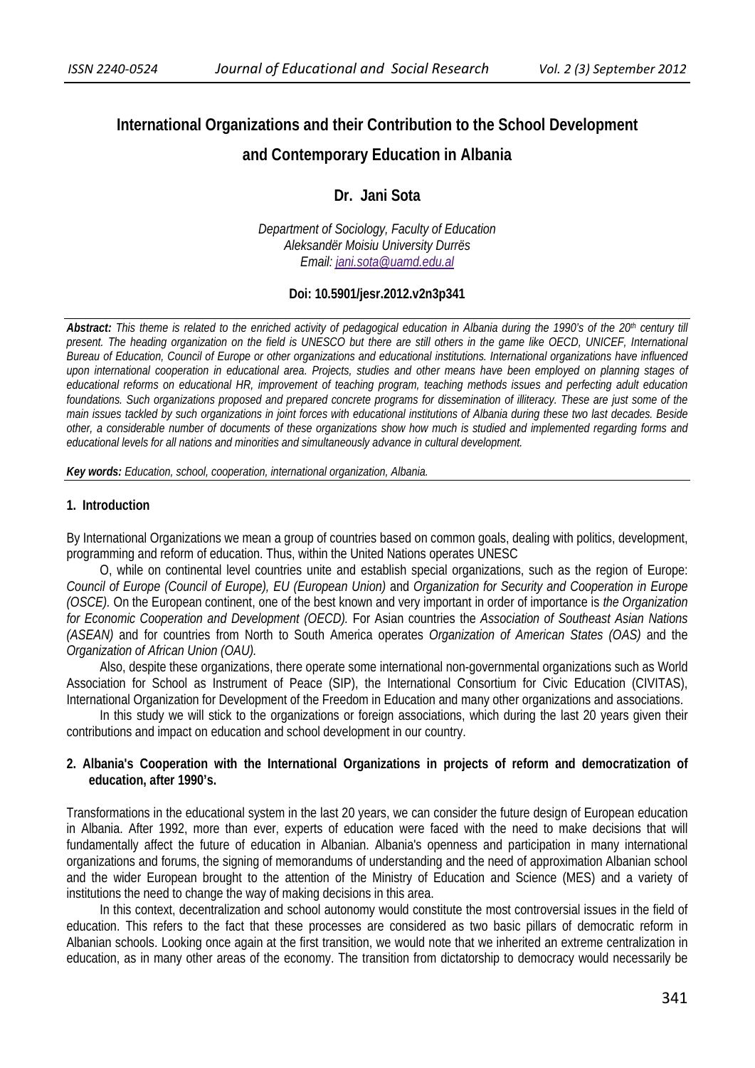# International Organizations and their Contribution to the School Development and Contemporary Education in Albania

**Dr. Jani Sota**

*Department of Sociology, Faculty of Education*
*Aleksandër Moisiu University Durrës*
*Email: jani.sota@uamd.edu.al*

**Doi: 10.5901/jesr.2012.v2n3p341**

***Abstract:*** *This theme is related to the enriched activity of pedagogical education in Albania during the 1990's of the 20th century till present. The heading organization on the field is UNESCO but there are still others in the game like OECD, UNICEF, International Bureau of Education, Council of Europe or other organizations and educational institutions. International organizations have influenced upon international cooperation in educational area. Projects, studies and other means have been employed on planning stages of educational reforms on educational HR, improvement of teaching program, teaching methods issues and perfecting adult education foundations. Such organizations proposed and prepared concrete programs for dissemination of illiteracy. These are just some of the main issues tackled by such organizations in joint forces with educational institutions of Albania during these two last decades. Beside other, a considerable number of documents of these organizations show how much is studied and implemented regarding forms and educational levels for all nations and minorities and simultaneously advance in cultural development.*

***Key words:*** *Education, school, cooperation, international organization, Albania.*

## 1. Introduction

By International Organizations we mean a group of countries based on common goals, dealing with politics, development, programming and reform of education. Thus, within the United Nations operates UNESC

O, while on continental level countries unite and establish special organizations, such as the region of Europe: *Council of Europe (Council of Europe), EU (European Union)* and *Organization for Security and Cooperation in Europe (OSCE).* On the European continent, one of the best known and very important in order of importance is *the Organization for Economic Cooperation and Development (OECD).* For Asian countries the *Association of Southeast Asian Nations (ASEAN)* and for countries from North to South America operates *Organization of American States (OAS)* and the *Organization of African Union (OAU).*

Also, despite these organizations, there operate some international non-governmental organizations such as World Association for School as Instrument of Peace (SIP), the International Consortium for Civic Education (CIVITAS), International Organization for Development of the Freedom in Education and many other organizations and associations.

In this study we will stick to the organizations or foreign associations, which during the last 20 years given their contributions and impact on education and school development in our country.

## 2. Albania's Cooperation with the International Organizations in projects of reform and democratization of education, after 1990's.

Transformations in the educational system in the last 20 years, we can consider the future design of European education in Albania. After 1992, more than ever, experts of education were faced with the need to make decisions that will fundamentally affect the future of education in Albanian. Albania's openness and participation in many international organizations and forums, the signing of memorandums of understanding and the need of approximation Albanian school and the wider European brought to the attention of the Ministry of Education and Science (MES) and a variety of institutions the need to change the way of making decisions in this area.

In this context, decentralization and school autonomy would constitute the most controversial issues in the field of education. This refers to the fact that these processes are considered as two basic pillars of democratic reform in Albanian schools. Looking once again at the first transition, we would note that we inherited an extreme centralization in education, as in many other areas of the economy. The transition from dictatorship to democracy would necessarily be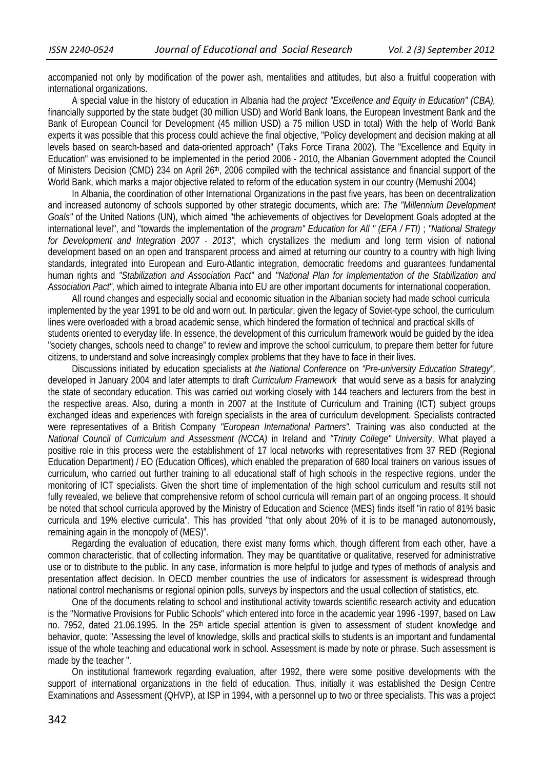accompanied not only by modification of the power ash, mentalities and attitudes, but also a fruitful cooperation with international organizations.

A special value in the history of education in Albania had the *project "Excellence and Equity in Education" (CBA),* financially supported by the state budget (30 million USD) and World Bank loans, the European Investment Bank and the Bank of European Council for Development (45 million USD) a 75 million USD in total) With the help of World Bank experts it was possible that this process could achieve the final objective, "Policy development and decision making at all levels based on search-based and data-oriented approach" (Taks Force Tirana 2002). The "Excellence and Equity in Education" was envisioned to be implemented in the period 2006 - 2010, the Albanian Government adopted the Council of Ministers Decision (CMD) 234 on April 26th, 2006 compiled with the technical assistance and financial support of the World Bank, which marks a major objective related to reform of the education system in our country (Memushi 2004)

In Albania, the coordination of other International Organizations in the past five years, has been on decentralization and increased autonomy of schools supported by other strategic documents, which are: *The "Millennium Development Goals"* of the United Nations (UN), which aimed "the achievements of objectives for Development Goals adopted at the international level", and "towards the implementation of the *program" Education for All " (EFA / FTI)* ; *"National Strategy for Development and Integration 2007 - 2013",* which crystallizes the medium and long term vision of national development based on an open and transparent process and aimed at returning our country to a country with high living standards, integrated into European and Euro-Atlantic integration, democratic freedoms and guarantees fundamental human rights and *"Stabilization and Association Pact"* and *"National Plan for Implementation of the Stabilization and Association Pact",* which aimed to integrate Albania into EU are other important documents for international cooperation.

All round changes and especially social and economic situation in the Albanian society had made school curricula implemented by the year 1991 to be old and worn out. In particular, given the legacy of Soviet-type school, the curriculum lines were overloaded with a broad academic sense, which hindered the formation of technical and practical skills of students oriented to everyday life. In essence, the development of this curriculum framework would be guided by the idea "society changes, schools need to change" to review and improve the school curriculum, to prepare them better for future citizens, to understand and solve increasingly complex problems that they have to face in their lives.

Discussions initiated by education specialists at *the National Conference* on *"Pre-university Education Strategy",* developed in January 2004 and later attempts to draft *Curriculum Framework* that would serve as a basis for analyzing the state of secondary education. This was carried out working closely with 144 teachers and lecturers from the best in the respective areas. Also, during a month in 2007 at the Institute of Curriculum and Training (ICT) subject groups exchanged ideas and experiences with foreign specialists in the area of curriculum development. Specialists contracted were representatives of a British Company *"European International Partners".* Training was also conducted at the *National Council of Curriculum and Assessment (NCCA)* in Ireland and *"Trinity College" University*. What played a positive role in this process were the establishment of 17 local networks with representatives from 37 RED (Regional Education Department) / EO (Education Offices), which enabled the preparation of 680 local trainers on various issues of curriculum, who carried out further training to all educational staff of high schools in the respective regions, under the monitoring of ICT specialists. Given the short time of implementation of the high school curriculum and results still not fully revealed, we believe that comprehensive reform of school curricula will remain part of an ongoing process. It should be noted that school curricula approved by the Ministry of Education and Science (MES) finds itself "in ratio of 81% basic curricula and 19% elective curricula". This has provided "that only about 20% of it is to be managed autonomously, remaining again in the monopoly of (MES)".

Regarding the evaluation of education, there exist many forms which, though different from each other, have a common characteristic, that of collecting information. They may be quantitative or qualitative, reserved for administrative use or to distribute to the public. In any case, information is more helpful to judge and types of methods of analysis and presentation affect decision. In OECD member countries the use of indicators for assessment is widespread through national control mechanisms or regional opinion polls, surveys by inspectors and the usual collection of statistics, etc.

One of the documents relating to school and institutional activity towards scientific research activity and education is the "Normative Provisions for Public Schools" which entered into force in the academic year 1996 -1997, based on Law no. 7952, dated 21.06.1995. In the 25th article special attention is given to assessment of student knowledge and behavior, quote: "Assessing the level of knowledge, skills and practical skills to students is an important and fundamental issue of the whole teaching and educational work in school. Assessment is made by note or phrase. Such assessment is made by the teacher ".

On institutional framework regarding evaluation, after 1992, there were some positive developments with the support of international organizations in the field of education. Thus, initially it was established the Design Centre Examinations and Assessment (QHVP), at ISP in 1994, with a personnel up to two or three specialists. This was a project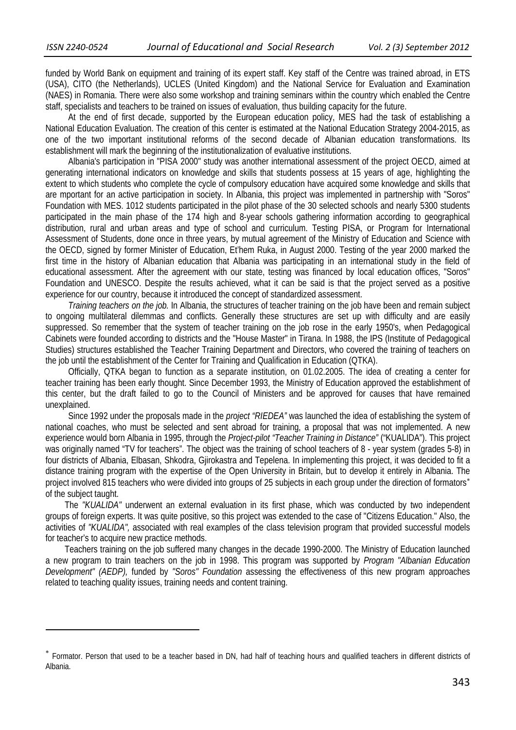funded by World Bank on equipment and training of its expert staff. Key staff of the Centre was trained abroad, in ETS (USA), CITO (the Netherlands), UCLES (United Kingdom) and the National Service for Evaluation and Examination (NAES) in Romania. There were also some workshop and training seminars within the country which enabled the Centre staff, specialists and teachers to be trained on issues of evaluation, thus building capacity for the future.

At the end of first decade, supported by the European education policy, MES had the task of establishing a National Education Evaluation. The creation of this center is estimated at the National Education Strategy 2004-2015, as one of the two important institutional reforms of the second decade of Albanian education transformations. Its establishment will mark the beginning of the institutionalization of evaluative institutions.

Albania's participation in "PISA 2000" study was another international assessment of the project OECD, aimed at generating international indicators on knowledge and skills that students possess at 15 years of age, highlighting the extent to which students who complete the cycle of compulsory education have acquired some knowledge and skills that are mportant for an active participation in society. In Albania, this project was implemented in partnership with "Soros" Foundation with MES. 1012 students participated in the pilot phase of the 30 selected schools and nearly 5300 students participated in the main phase of the 174 high and 8-year schools gathering information according to geographical distribution, rural and urban areas and type of school and curriculum. Testing PISA, or Program for International Assessment of Students, done once in three years, by mutual agreement of the Ministry of Education and Science with the OECD, signed by former Minister of Education, Et'hem Ruka, in August 2000. Testing of the year 2000 marked the first time in the history of Albanian education that Albania was participating in an international study in the field of educational assessment. After the agreement with our state, testing was financed by local education offices, "Soros" Foundation and UNESCO. Despite the results achieved, what it can be said is that the project served as a positive experience for our country, because it introduced the concept of standardized assessment.

*Training teachers on the job.* In Albania, the structures of teacher training on the job have been and remain subject to ongoing multilateral dilemmas and conflicts. Generally these structures are set up with difficulty and are easily suppressed. So remember that the system of teacher training on the job rose in the early 1950's, when Pedagogical Cabinets were founded according to districts and the "House Master" in Tirana. In 1988, the IPS (Institute of Pedagogical Studies) structures established the Teacher Training Department and Directors, who covered the training of teachers on the job until the establishment of the Center for Training and Qualification in Education (QTKA).

Officially, QTKA began to function as a separate institution, on 01.02.2005. The idea of creating a center for teacher training has been early thought. Since December 1993, the Ministry of Education approved the establishment of this center, but the draft failed to go to the Council of Ministers and be approved for causes that have remained unexplained.

Since 1992 under the proposals made in the *project "RIEDEA"* was launched the idea of establishing the system of national coaches, who must be selected and sent abroad for training, a proposal that was not implemented. A new experience would born Albania in 1995, through the *Project-pilot "Teacher Training in Distance"* ("KUALIDA"). This project was originally named "TV for teachers". The object was the training of school teachers of 8 - year system (grades 5-8) in four districts of Albania, Elbasan, Shkodra, Gjirokastra and Tepelena. In implementing this project, it was decided to fit a distance training program with the expertise of the Open University in Britain, but to develop it entirely in Albania. The project involved 815 teachers who were divided into groups of 25 subjects in each group under the direction of formators* of the subject taught.

The *"KUALIDA"* underwent an external evaluation in its first phase, which was conducted by two independent groups of foreign experts. It was quite positive, so this project was extended to the case of "Citizens Education." Also, the activities of *"KUALIDA"*, associated with real examples of the class television program that provided successful models for teacher's to acquire new practice methods.

Teachers training on the job suffered many changes in the decade 1990-2000. The Ministry of Education launched a new program to train teachers on the job in 1998. This program was supported by *Program "Albanian Education Development" (AEDP),* funded by *"Soros" Foundation* assessing the effectiveness of this new program approaches related to teaching quality issues, training needs and content training.

---

* Formator. Person that used to be a teacher based in DN, had half of teaching hours and qualified teachers in different districts of Albania.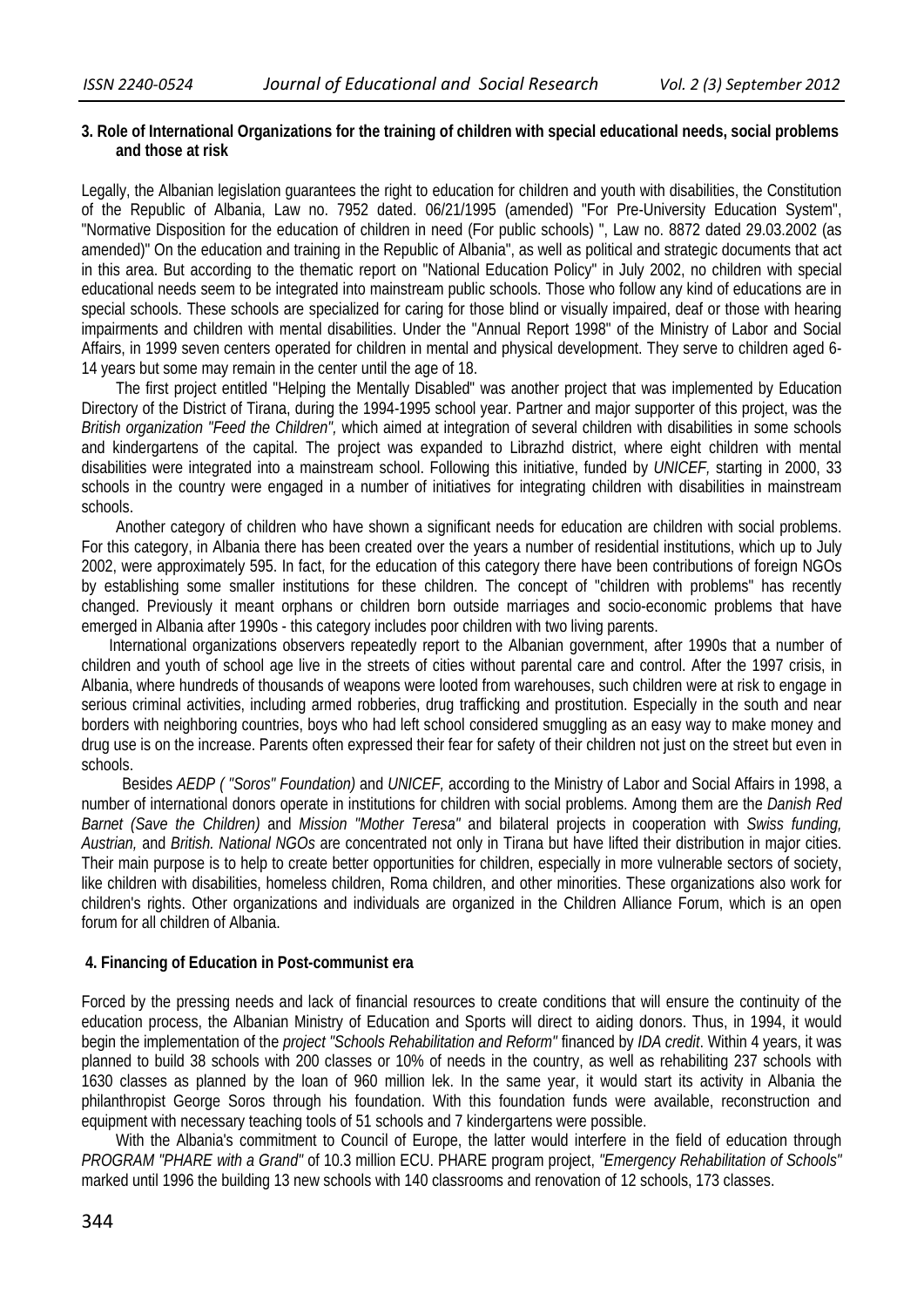### 3. Role of International Organizations for the training of children with special educational needs, social problems and those at risk

Legally, the Albanian legislation guarantees the right to education for children and youth with disabilities, the Constitution of the Republic of Albania, Law no. 7952 dated. 06/21/1995 (amended) "For Pre-University Education System", "Normative Disposition for the education of children in need (For public schools) ", Law no. 8872 dated 29.03.2002 (as amended)" On the education and training in the Republic of Albania", as well as political and strategic documents that act in this area. But according to the thematic report on "National Education Policy" in July 2002, no children with special educational needs seem to be integrated into mainstream public schools. Those who follow any kind of educations are in special schools. These schools are specialized for caring for those blind or visually impaired, deaf or those with hearing impairments and children with mental disabilities. Under the "Annual Report 1998" of the Ministry of Labor and Social Affairs, in 1999 seven centers operated for children in mental and physical development. They serve to children aged 6-14 years but some may remain in the center until the age of 18.

The first project entitled "Helping the Mentally Disabled" was another project that was implemented by Education Directory of the District of Tirana, during the 1994-1995 school year. Partner and major supporter of this project, was the *British organization "Feed the Children",* which aimed at integration of several children with disabilities in some schools and kindergartens of the capital. The project was expanded to Librazhd district, where eight children with mental disabilities were integrated into a mainstream school. Following this initiative, funded by *UNICEF,* starting in 2000, 33 schools in the country were engaged in a number of initiatives for integrating children with disabilities in mainstream schools.

Another category of children who have shown a significant needs for education are children with social problems. For this category, in Albania there has been created over the years a number of residential institutions, which up to July 2002, were approximately 595. In fact, for the education of this category there have been contributions of foreign NGOs by establishing some smaller institutions for these children. The concept of "children with problems" has recently changed. Previously it meant orphans or children born outside marriages and socio-economic problems that have emerged in Albania after 1990s - this category includes poor children with two living parents.

International organizations observers repeatedly report to the Albanian government, after 1990s that a number of children and youth of school age live in the streets of cities without parental care and control. After the 1997 crisis, in Albania, where hundreds of thousands of weapons were looted from warehouses, such children were at risk to engage in serious criminal activities, including armed robberies, drug trafficking and prostitution. Especially in the south and near borders with neighboring countries, boys who had left school considered smuggling as an easy way to make money and drug use is on the increase. Parents often expressed their fear for safety of their children not just on the street but even in schools.

Besides *AEDP ( "Soros" Foundation)* and *UNICEF,* according to the Ministry of Labor and Social Affairs in 1998, a number of international donors operate in institutions for children with social problems. Among them are the *Danish Red Barnet (Save the Children)* and *Mission "Mother Teresa"* and bilateral projects in cooperation with *Swiss funding, Austrian,* and *British. National NGOs* are concentrated not only in Tirana but have lifted their distribution in major cities. Their main purpose is to help to create better opportunities for children, especially in more vulnerable sectors of society, like children with disabilities, homeless children, Roma children, and other minorities. These organizations also work for children's rights. Other organizations and individuals are organized in the Children Alliance Forum, which is an open forum for all children of Albania.

### 4. Financing of Education in Post-communist era

Forced by the pressing needs and lack of financial resources to create conditions that will ensure the continuity of the education process, the Albanian Ministry of Education and Sports will direct to aiding donors. Thus, in 1994, it would begin the implementation of the *project "Schools Rehabilitation and Reform"* financed by *IDA credit*. Within 4 years, it was planned to build 38 schools with 200 classes or 10% of needs in the country, as well as rehabiliting 237 schools with 1630 classes as planned by the loan of 960 million lek. In the same year, it would start its activity in Albania the philanthropist George Soros through his foundation. With this foundation funds were available, reconstruction and equipment with necessary teaching tools of 51 schools and 7 kindergartens were possible.

With the Albania's commitment to Council of Europe, the latter would interfere in the field of education through *PROGRAM "PHARE with a Grand"* of 10.3 million ECU. PHARE program project, *"Emergency Rehabilitation of Schools"* marked until 1996 the building 13 new schools with 140 classrooms and renovation of 12 schools, 173 classes.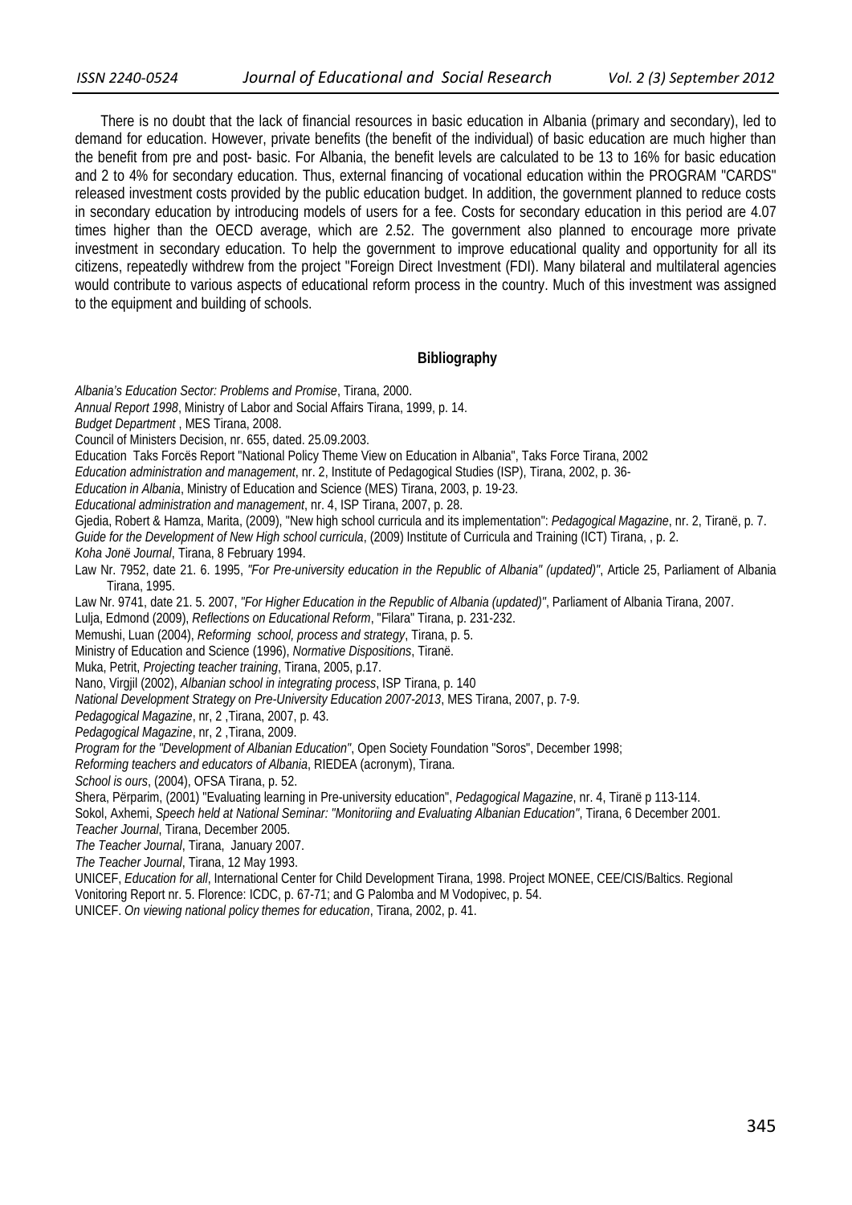There is no doubt that the lack of financial resources in basic education in Albania (primary and secondary), led to demand for education. However, private benefits (the benefit of the individual) of basic education are much higher than the benefit from pre and post- basic. For Albania, the benefit levels are calculated to be 13 to 16% for basic education and 2 to 4% for secondary education. Thus, external financing of vocational education within the PROGRAM "CARDS" released investment costs provided by the public education budget. In addition, the government planned to reduce costs in secondary education by introducing models of users for a fee. Costs for secondary education in this period are 4.07 times higher than the OECD average, which are 2.52. The government also planned to encourage more private investment in secondary education. To help the government to improve educational quality and opportunity for all its citizens, repeatedly withdrew from the project "Foreign Direct Investment (FDI). Many bilateral and multilateral agencies would contribute to various aspects of educational reform process in the country. Much of this investment was assigned to the equipment and building of schools.

## Bibliography

*Albania's Education Sector: Problems and Promise*, Tirana, 2000.

*Annual Report 1998*, Ministry of Labor and Social Affairs Tirana, 1999, p. 14.

*Budget Department* , MES Tirana, 2008.

Council of Ministers Decision, nr. 655, dated. 25.09.2003.

Education Taks Forcës Report "National Policy Theme View on Education in Albania", Taks Force Tirana, 2002

*Education administration and management*, nr. 2, Institute of Pedagogical Studies (ISP), Tirana, 2002, p. 36-

*Education in Albania*, Ministry of Education and Science (MES) Tirana, 2003, p. 19-23.

*Educational administration and management*, nr. 4, ISP Tirana, 2007, p. 28.

Gjedia, Robert & Hamza, Marita, (2009), "New high school curricula and its implementation": *Pedagogical Magazine*, nr. 2, Tiranë, p. 7.

*Guide for the Development of New High school curricula*, (2009) Institute of Curricula and Training (ICT) Tirana, , p. 2.

*Koha Jonë Journal*, Tirana, 8 February 1994.

Law Nr. 7952, date 21. 6. 1995, *"For Pre-university education in the Republic of Albania" (updated)"*, Article 25, Parliament of Albania Tirana, 1995.

Law Nr. 9741, date 21. 5. 2007, *"For Higher Education in the Republic of Albania (updated)"*, Parliament of Albania Tirana, 2007.

Lulja, Edmond (2009), *Reflections on Educational Reform*, "Filara" Tirana, p. 231-232.

Memushi, Luan (2004), *Reforming school, process and strategy*, Tirana, p. 5.

Ministry of Education and Science (1996), *Normative Dispositions*, Tiranë.

Muka, Petrit, *Projecting teacher training*, Tirana, 2005, p.17.

Nano, Virgjil (2002), *Albanian school in integrating process*, ISP Tirana, p. 140

*National Development Strategy on Pre-University Education 2007-2013*, MES Tirana, 2007, p. 7-9.

*Pedagogical Magazine*, nr, 2 ,Tirana, 2007, p. 43.

*Pedagogical Magazine*, nr, 2 ,Tirana, 2009.

*Program for the "Development of Albanian Education"*, Open Society Foundation "Soros", December 1998;

*Reforming teachers and educators of Albania*, RIEDEA (acronym), Tirana.

*School is ours*, (2004), OFSA Tirana, p. 52.

Shera, Përparim, (2001) "Evaluating learning in Pre-university education", *Pedagogical Magazine*, nr. 4, Tiranë p 113-114.

Sokol, Axhemi, *Speech held at National Seminar: "Monitoriing and Evaluating Albanian Education"*, Tirana, 6 December 2001.

*Teacher Journal*, Tirana, December 2005.

*The Teacher Journal*, Tirana, January 2007.

*The Teacher Journal*, Tirana, 12 May 1993.

UNICEF, *Education for all*, International Center for Child Development Tirana, 1998. Project MONEE, CEE/CIS/Baltics. Regional Vonitoring Report nr. 5. Florence: ICDC, p. 67-71; and G Palomba and M Vodopivec, p. 54.

UNICEF. *On viewing national policy themes for education*, Tirana, 2002, p. 41.